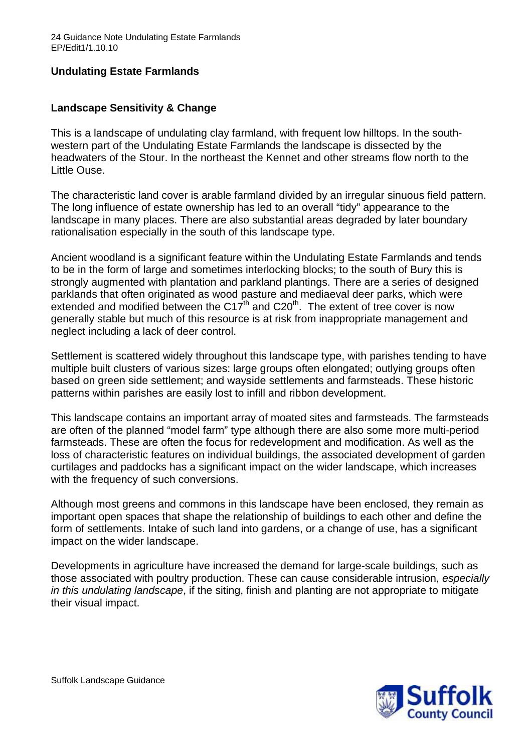## Undulating Estate Farmlands

### Landscape Sensitivity & Change

This is a landscape of undulating clay farmland, with frequent low hilltops. In the south-western part of the Undulating Estate Farmlands the landscape is dissected by the headwaters of the Stour. In the northeast the Kennet and other streams flow north to the Little Ouse.

The characteristic land cover is arable farmland divided by an irregular sinuous field pattern. The long influence of estate ownership has led to an overall "tidy" appearance to the landscape in many places. There are also substantial areas degraded by later boundary rationalisation especially in the south of this landscape type.

Ancient woodland is a significant feature within the Undulating Estate Farmlands and tends to be in the form of large and sometimes interlocking blocks; to the south of Bury this is strongly augmented with plantation and parkland plantings. There are a series of designed parklands that often originated as wood pasture and mediaeval deer parks, which were extended and modified between the C17th and C20th. The extent of tree cover is now generally stable but much of this resource is at risk from inappropriate management and neglect including a lack of deer control.

Settlement is scattered widely throughout this landscape type, with parishes tending to have multiple built clusters of various sizes: large groups often elongated; outlying groups often based on green side settlement; and wayside settlements and farmsteads. These historic patterns within parishes are easily lost to infill and ribbon development.

This landscape contains an important array of moated sites and farmsteads. The farmsteads are often of the planned "model farm" type although there are also some more multi-period farmsteads. These are often the focus for redevelopment and modification. As well as the loss of characteristic features on individual buildings, the associated development of garden curtilages and paddocks has a significant impact on the wider landscape, which increases with the frequency of such conversions.

Although most greens and commons in this landscape have been enclosed, they remain as important open spaces that shape the relationship of buildings to each other and define the form of settlements. Intake of such land into gardens, or a change of use, has a significant impact on the wider landscape.

Developments in agriculture have increased the demand for large-scale buildings, such as those associated with poultry production. These can cause considerable intrusion, *especially in this undulating landscape*, if the siting, finish and planting are not appropriate to mitigate their visual impact.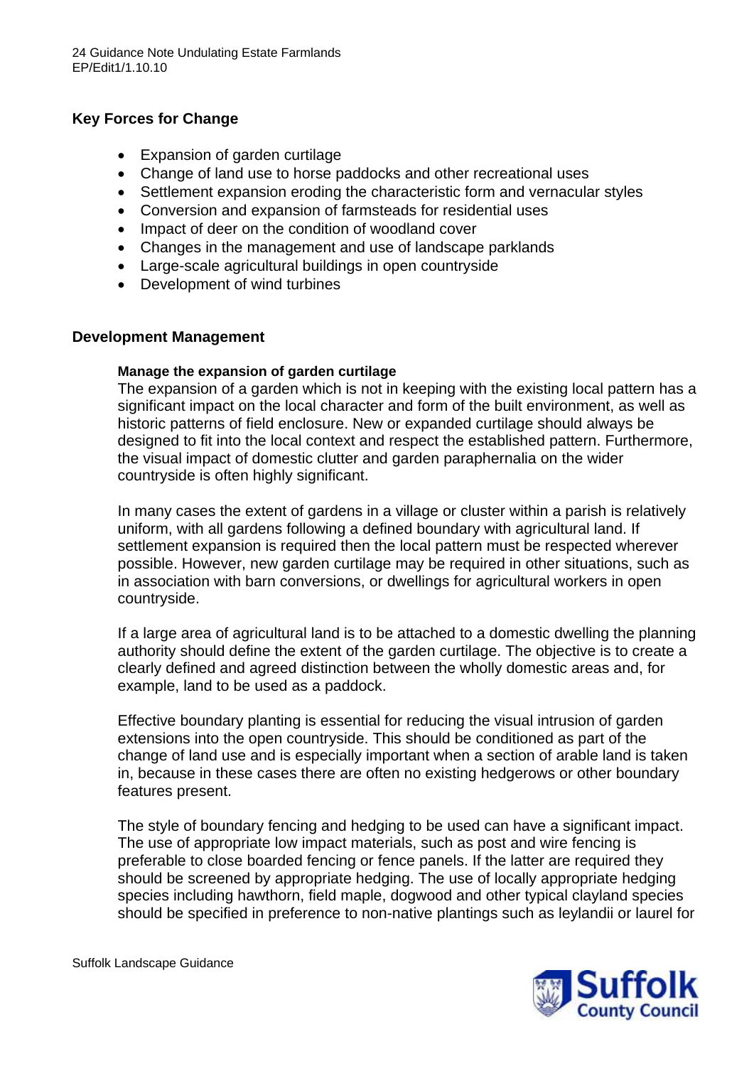## Key Forces for Change

- Expansion of garden curtilage
- Change of land use to horse paddocks and other recreational uses
- Settlement expansion eroding the characteristic form and vernacular styles
- Conversion and expansion of farmsteads for residential uses
- Impact of deer on the condition of woodland cover
- Changes in the management and use of landscape parklands
- Large-scale agricultural buildings in open countryside
- Development of wind turbines

## Development Management

#### Manage the expansion of garden curtilage

The expansion of a garden which is not in keeping with the existing local pattern has a significant impact on the local character and form of the built environment, as well as historic patterns of field enclosure. New or expanded curtilage should always be designed to fit into the local context and respect the established pattern. Furthermore, the visual impact of domestic clutter and garden paraphernalia on the wider countryside is often highly significant.

In many cases the extent of gardens in a village or cluster within a parish is relatively uniform, with all gardens following a defined boundary with agricultural land. If settlement expansion is required then the local pattern must be respected wherever possible. However, new garden curtilage may be required in other situations, such as in association with barn conversions, or dwellings for agricultural workers in open countryside.

If a large area of agricultural land is to be attached to a domestic dwelling the planning authority should define the extent of the garden curtilage. The objective is to create a clearly defined and agreed distinction between the wholly domestic areas and, for example, land to be used as a paddock.

Effective boundary planting is essential for reducing the visual intrusion of garden extensions into the open countryside. This should be conditioned as part of the change of land use and is especially important when a section of arable land is taken in, because in these cases there are often no existing hedgerows or other boundary features present.

The style of boundary fencing and hedging to be used can have a significant impact. The use of appropriate low impact materials, such as post and wire fencing is preferable to close boarded fencing or fence panels. If the latter are required they should be screened by appropriate hedging. The use of locally appropriate hedging species including hawthorn, field maple, dogwood and other typical clayland species should be specified in preference to non-native plantings such as leylandii or laurel for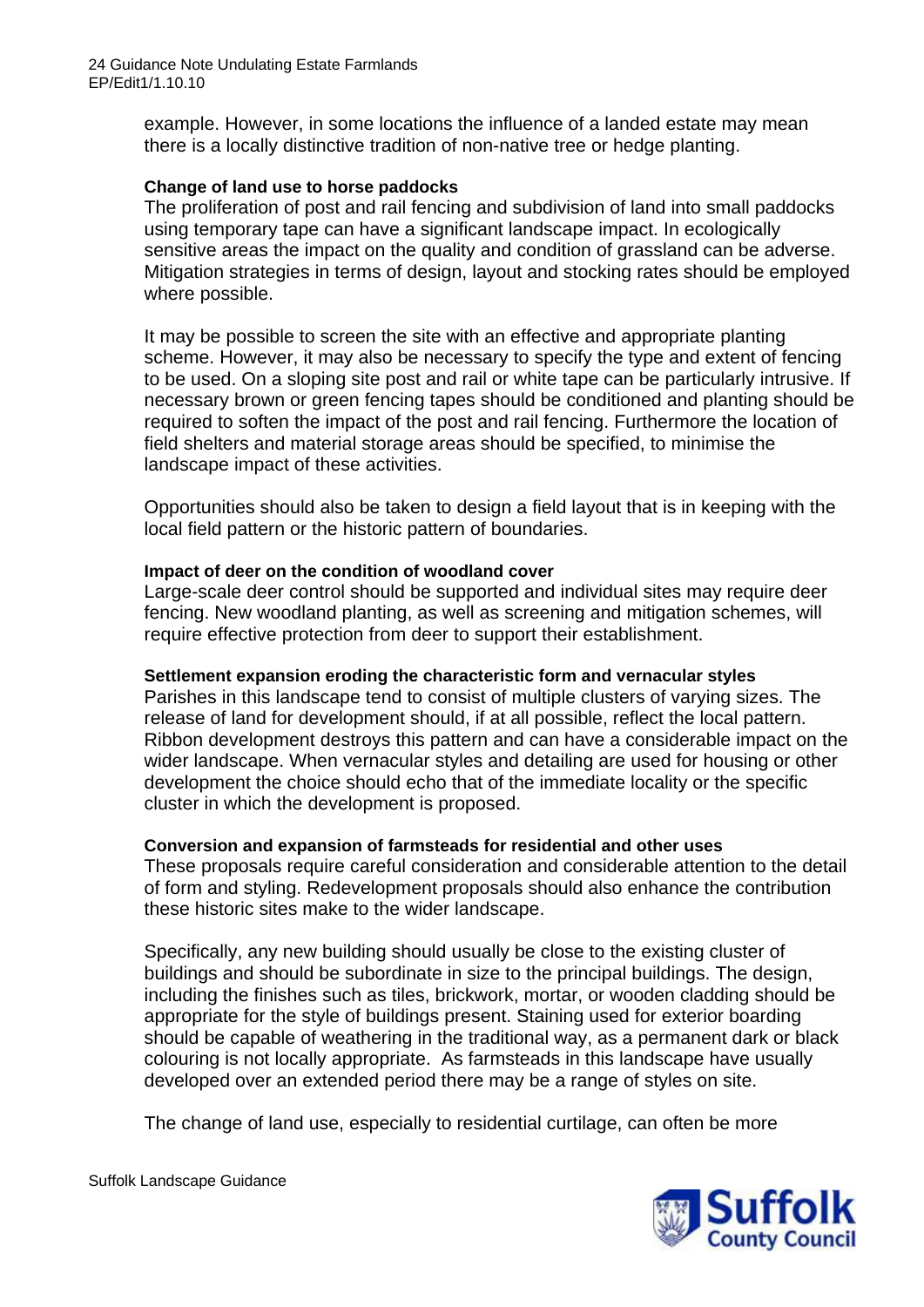example. However, in some locations the influence of a landed estate may mean there is a locally distinctive tradition of non-native tree or hedge planting.

**Change of land use to horse paddocks**

The proliferation of post and rail fencing and subdivision of land into small paddocks using temporary tape can have a significant landscape impact. In ecologically sensitive areas the impact on the quality and condition of grassland can be adverse. Mitigation strategies in terms of design, layout and stocking rates should be employed where possible.

It may be possible to screen the site with an effective and appropriate planting scheme. However, it may also be necessary to specify the type and extent of fencing to be used. On a sloping site post and rail or white tape can be particularly intrusive. If necessary brown or green fencing tapes should be conditioned and planting should be required to soften the impact of the post and rail fencing. Furthermore the location of field shelters and material storage areas should be specified, to minimise the landscape impact of these activities.

Opportunities should also be taken to design a field layout that is in keeping with the local field pattern or the historic pattern of boundaries.

**Impact of deer on the condition of woodland cover**

Large-scale deer control should be supported and individual sites may require deer fencing. New woodland planting, as well as screening and mitigation schemes, will require effective protection from deer to support their establishment.

**Settlement expansion eroding the characteristic form and vernacular styles**

Parishes in this landscape tend to consist of multiple clusters of varying sizes. The release of land for development should, if at all possible, reflect the local pattern. Ribbon development destroys this pattern and can have a considerable impact on the wider landscape. When vernacular styles and detailing are used for housing or other development the choice should echo that of the immediate locality or the specific cluster in which the development is proposed.

**Conversion and expansion of farmsteads for residential and other uses**

These proposals require careful consideration and considerable attention to the detail of form and styling. Redevelopment proposals should also enhance the contribution these historic sites make to the wider landscape.

Specifically, any new building should usually be close to the existing cluster of buildings and should be subordinate in size to the principal buildings. The design, including the finishes such as tiles, brickwork, mortar, or wooden cladding should be appropriate for the style of buildings present. Staining used for exterior boarding should be capable of weathering in the traditional way, as a permanent dark or black colouring is not locally appropriate. As farmsteads in this landscape have usually developed over an extended period there may be a range of styles on site.

The change of land use, especially to residential curtilage, can often be more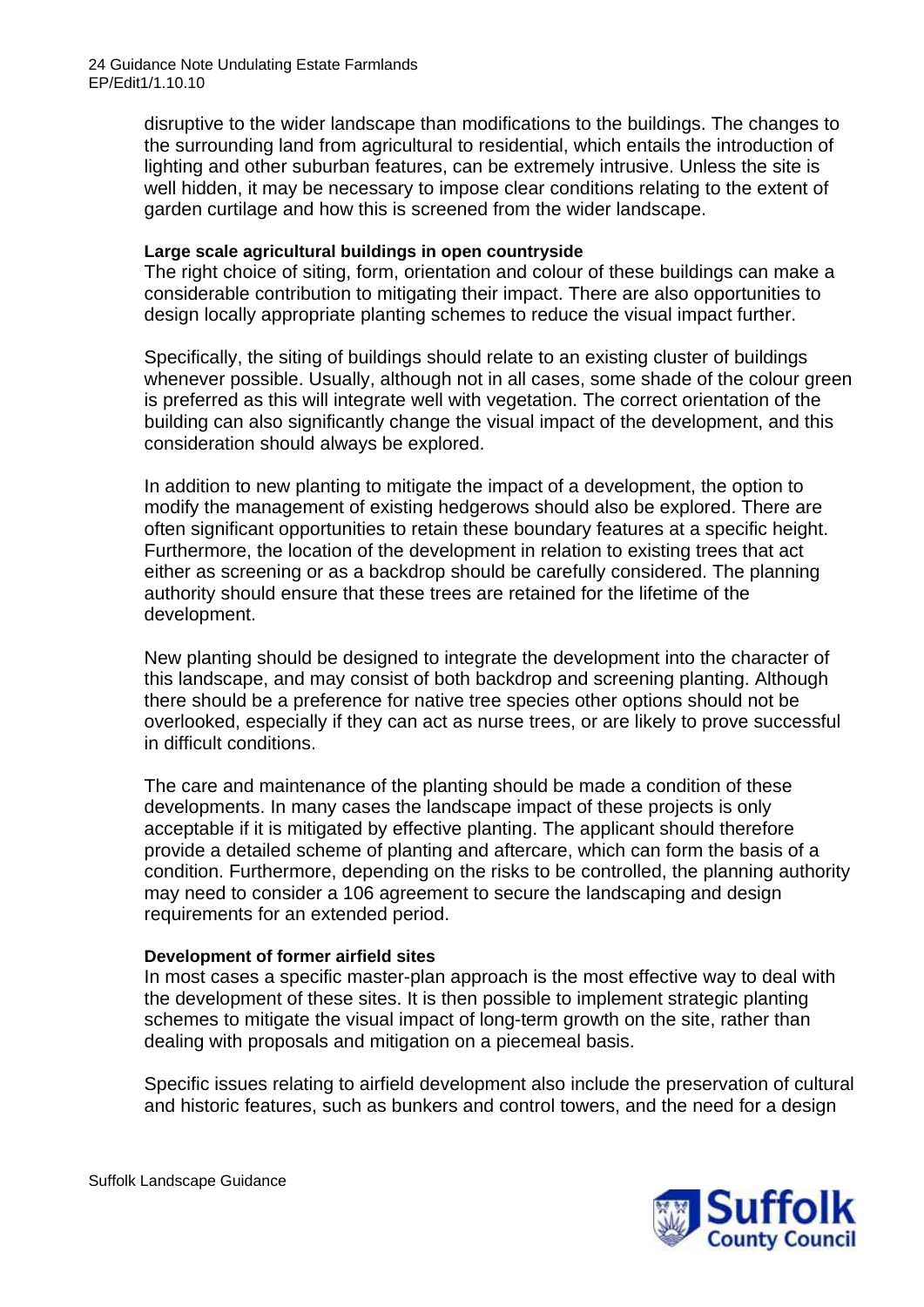disruptive to the wider landscape than modifications to the buildings. The changes to the surrounding land from agricultural to residential, which entails the introduction of lighting and other suburban features, can be extremely intrusive. Unless the site is well hidden, it may be necessary to impose clear conditions relating to the extent of garden curtilage and how this is screened from the wider landscape.

**Large scale agricultural buildings in open countryside**

The right choice of siting, form, orientation and colour of these buildings can make a considerable contribution to mitigating their impact. There are also opportunities to design locally appropriate planting schemes to reduce the visual impact further.

Specifically, the siting of buildings should relate to an existing cluster of buildings whenever possible. Usually, although not in all cases, some shade of the colour green is preferred as this will integrate well with vegetation. The correct orientation of the building can also significantly change the visual impact of the development, and this consideration should always be explored.

In addition to new planting to mitigate the impact of a development, the option to modify the management of existing hedgerows should also be explored. There are often significant opportunities to retain these boundary features at a specific height. Furthermore, the location of the development in relation to existing trees that act either as screening or as a backdrop should be carefully considered. The planning authority should ensure that these trees are retained for the lifetime of the development.

New planting should be designed to integrate the development into the character of this landscape, and may consist of both backdrop and screening planting. Although there should be a preference for native tree species other options should not be overlooked, especially if they can act as nurse trees, or are likely to prove successful in difficult conditions.

The care and maintenance of the planting should be made a condition of these developments. In many cases the landscape impact of these projects is only acceptable if it is mitigated by effective planting. The applicant should therefore provide a detailed scheme of planting and aftercare, which can form the basis of a condition. Furthermore, depending on the risks to be controlled, the planning authority may need to consider a 106 agreement to secure the landscaping and design requirements for an extended period.

**Development of former airfield sites**

In most cases a specific master-plan approach is the most effective way to deal with the development of these sites. It is then possible to implement strategic planting schemes to mitigate the visual impact of long-term growth on the site, rather than dealing with proposals and mitigation on a piecemeal basis.

Specific issues relating to airfield development also include the preservation of cultural and historic features, such as bunkers and control towers, and the need for a design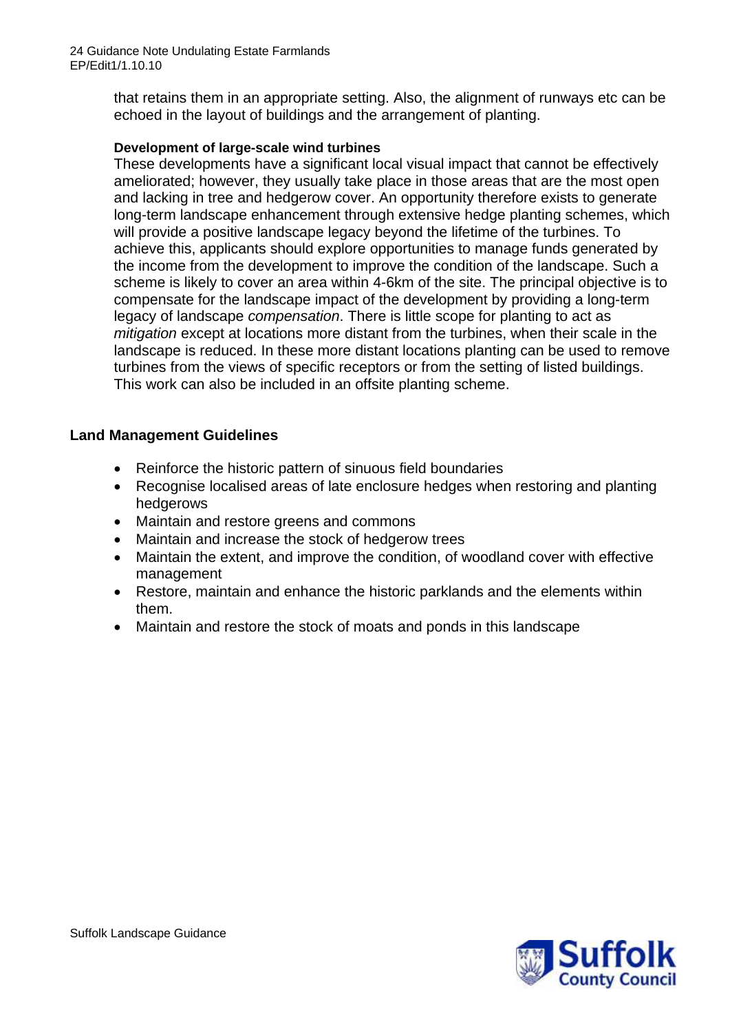that retains them in an appropriate setting. Also, the alignment of runways etc can be echoed in the layout of buildings and the arrangement of planting.

**Development of large-scale wind turbines**

These developments have a significant local visual impact that cannot be effectively ameliorated; however, they usually take place in those areas that are the most open and lacking in tree and hedgerow cover. An opportunity therefore exists to generate long-term landscape enhancement through extensive hedge planting schemes, which will provide a positive landscape legacy beyond the lifetime of the turbines. To achieve this, applicants should explore opportunities to manage funds generated by the income from the development to improve the condition of the landscape. Such a scheme is likely to cover an area within 4-6km of the site. The principal objective is to compensate for the landscape impact of the development by providing a long-term legacy of landscape *compensation*. There is little scope for planting to act as *mitigation* except at locations more distant from the turbines, when their scale in the landscape is reduced. In these more distant locations planting can be used to remove turbines from the views of specific receptors or from the setting of listed buildings. This work can also be included in an offsite planting scheme.

## Land Management Guidelines

- Reinforce the historic pattern of sinuous field boundaries
- Recognise localised areas of late enclosure hedges when restoring and planting hedgerows
- Maintain and restore greens and commons
- Maintain and increase the stock of hedgerow trees
- Maintain the extent, and improve the condition, of woodland cover with effective management
- Restore, maintain and enhance the historic parklands and the elements within them.
- Maintain and restore the stock of moats and ponds in this landscape